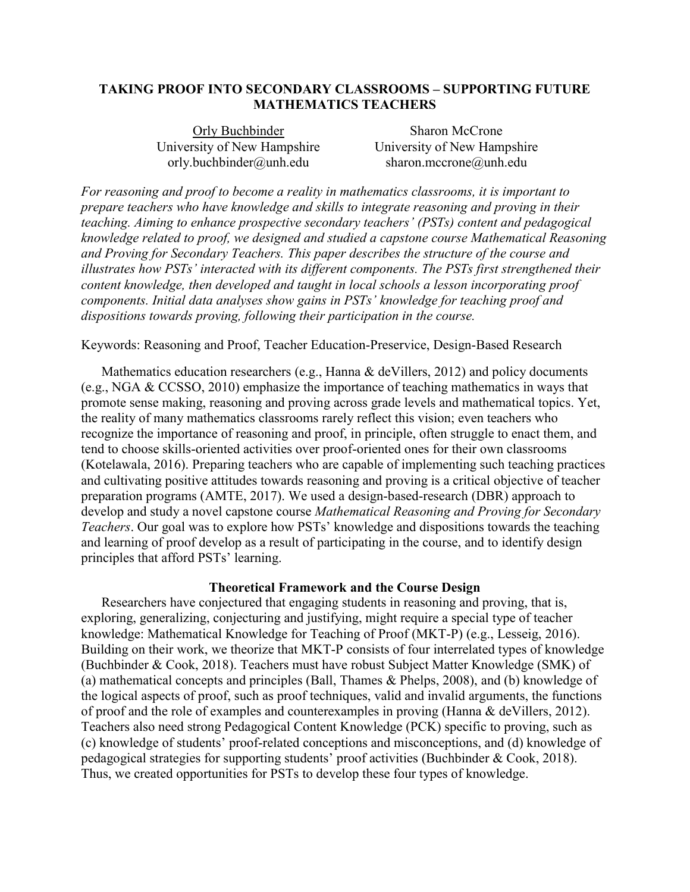# TAKING PROOF INTO SECONDARY CLASSROOMS – SUPPORTING FUTURE MATHEMATICS TEACHERS

Orly Buchbinder
University of New Hampshire
orly.buchbinder@unh.edu

Sharon McCrone
University of New Hampshire
sharon.mccrone@unh.edu

*For reasoning and proof to become a reality in mathematics classrooms, it is important to prepare teachers who have knowledge and skills to integrate reasoning and proving in their teaching. Aiming to enhance prospective secondary teachers' (PSTs) content and pedagogical knowledge related to proof, we designed and studied a capstone course Mathematical Reasoning and Proving for Secondary Teachers. This paper describes the structure of the course and illustrates how PSTs' interacted with its different components. The PSTs first strengthened their content knowledge, then developed and taught in local schools a lesson incorporating proof components. Initial data analyses show gains in PSTs' knowledge for teaching proof and dispositions towards proving, following their participation in the course.*

Keywords: Reasoning and Proof, Teacher Education-Preservice, Design-Based Research

Mathematics education researchers (e.g., Hanna & deVillers, 2012) and policy documents (e.g., NGA & CCSSO, 2010) emphasize the importance of teaching mathematics in ways that promote sense making, reasoning and proving across grade levels and mathematical topics. Yet, the reality of many mathematics classrooms rarely reflect this vision; even teachers who recognize the importance of reasoning and proof, in principle, often struggle to enact them, and tend to choose skills-oriented activities over proof-oriented ones for their own classrooms (Kotelawala, 2016). Preparing teachers who are capable of implementing such teaching practices and cultivating positive attitudes towards reasoning and proving is a critical objective of teacher preparation programs (AMTE, 2017). We used a design-based-research (DBR) approach to develop and study a novel capstone course *Mathematical Reasoning and Proving for Secondary Teachers*. Our goal was to explore how PSTs' knowledge and dispositions towards the teaching and learning of proof develop as a result of participating in the course, and to identify design principles that afford PSTs' learning.

## Theoretical Framework and the Course Design

Researchers have conjectured that engaging students in reasoning and proving, that is, exploring, generalizing, conjecturing and justifying, might require a special type of teacher knowledge: Mathematical Knowledge for Teaching of Proof (MKT-P) (e.g., Lesseig, 2016). Building on their work, we theorize that MKT-P consists of four interrelated types of knowledge (Buchbinder & Cook, 2018). Teachers must have robust Subject Matter Knowledge (SMK) of (a) mathematical concepts and principles (Ball, Thames & Phelps, 2008), and (b) knowledge of the logical aspects of proof, such as proof techniques, valid and invalid arguments, the functions of proof and the role of examples and counterexamples in proving (Hanna & deVillers, 2012). Teachers also need strong Pedagogical Content Knowledge (PCK) specific to proving, such as (c) knowledge of students' proof-related conceptions and misconceptions, and (d) knowledge of pedagogical strategies for supporting students' proof activities (Buchbinder & Cook, 2018). Thus, we created opportunities for PSTs to develop these four types of knowledge.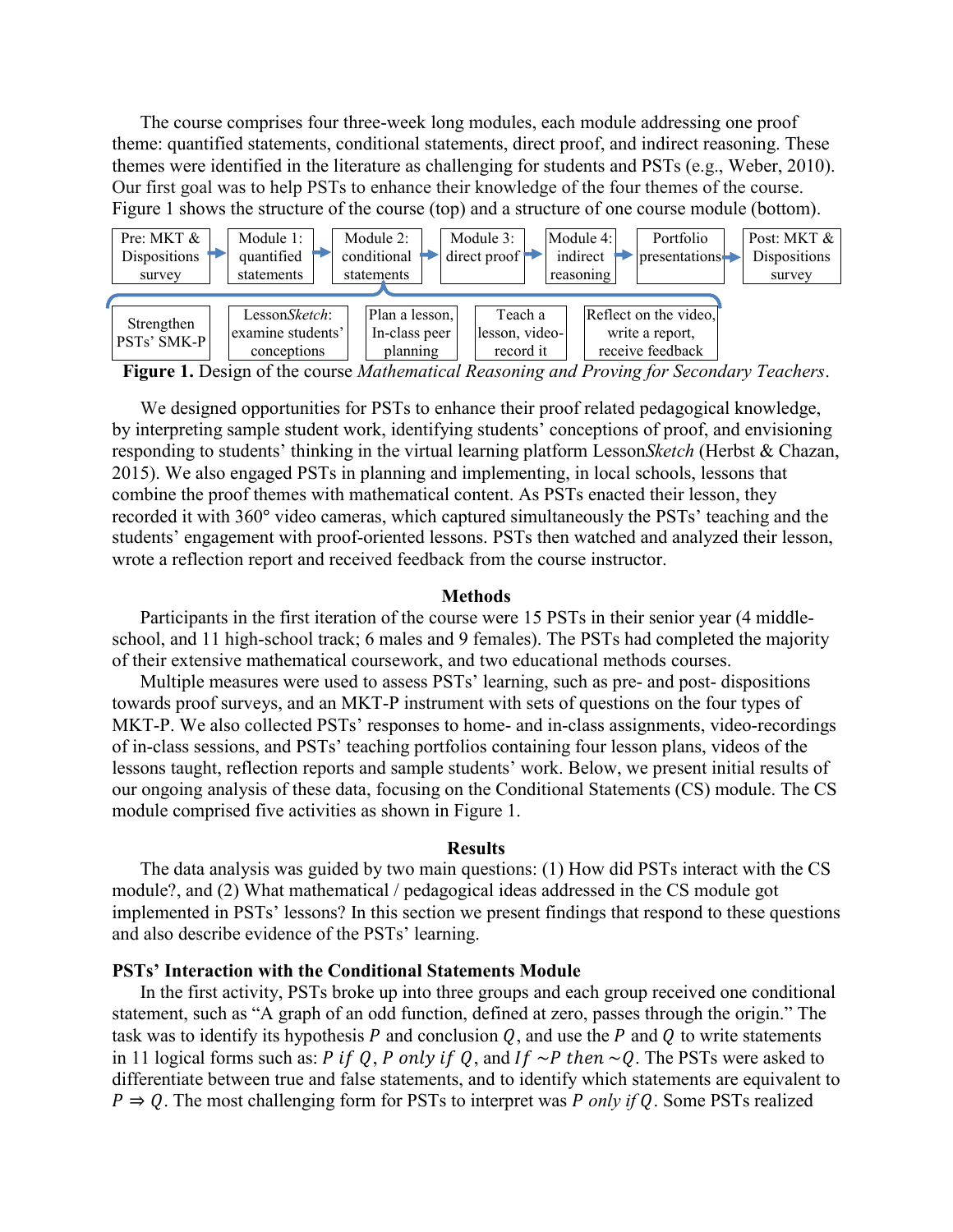The course comprises four three-week long modules, each module addressing one proof theme: quantified statements, conditional statements, direct proof, and indirect reasoning. These themes were identified in the literature as challenging for students and PSTs (e.g., Weber, 2010). Our first goal was to help PSTs to enhance their knowledge of the four themes of the course. Figure 1 shows the structure of the course (top) and a structure of one course module (bottom).

| Pre: MKT & Dispositions survey | → | Module 1: quantified statements | → | Module 2: conditional statements | → | Module 3: direct proof | → | Module 4: indirect reasoning | → | Portfolio presentations | → | Post: MKT & Dispositions survey |
|---|---|---|---|---|---|---|---|---|---|---|---|---|

| Strengthen PSTs' SMK-P | Lesson*Sketch*: examine students' conceptions | Plan a lesson, In-class peer planning | Teach a lesson, video-record it | Reflect on the video, write a report, receive feedback |
|---|---|---|---|---|

**Figure 1.** Design of the course *Mathematical Reasoning and Proving for Secondary Teachers*.

We designed opportunities for PSTs to enhance their proof related pedagogical knowledge, by interpreting sample student work, identifying students' conceptions of proof, and envisioning responding to students' thinking in the virtual learning platform Lesson*Sketch* (Herbst & Chazan, 2015). We also engaged PSTs in planning and implementing, in local schools, lessons that combine the proof themes with mathematical content. As PSTs enacted their lesson, they recorded it with 360° video cameras, which captured simultaneously the PSTs' teaching and the students' engagement with proof-oriented lessons. PSTs then watched and analyzed their lesson, wrote a reflection report and received feedback from the course instructor.

## Methods

Participants in the first iteration of the course were 15 PSTs in their senior year (4 middle-school, and 11 high-school track; 6 males and 9 females). The PSTs had completed the majority of their extensive mathematical coursework, and two educational methods courses.

Multiple measures were used to assess PSTs' learning, such as pre- and post- dispositions towards proof surveys, and an MKT-P instrument with sets of questions on the four types of MKT-P. We also collected PSTs' responses to home- and in-class assignments, video-recordings of in-class sessions, and PSTs' teaching portfolios containing four lesson plans, videos of the lessons taught, reflection reports and sample students' work. Below, we present initial results of our ongoing analysis of these data, focusing on the Conditional Statements (CS) module. The CS module comprised five activities as shown in Figure 1.

## Results

The data analysis was guided by two main questions: (1) How did PSTs interact with the CS module?, and (2) What mathematical / pedagogical ideas addressed in the CS module got implemented in PSTs' lessons? In this section we present findings that respond to these questions and also describe evidence of the PSTs' learning.

### PSTs' Interaction with the Conditional Statements Module

In the first activity, PSTs broke up into three groups and each group received one conditional statement, such as "A graph of an odd function, defined at zero, passes through the origin." The task was to identify its hypothesis $P$ and conclusion $Q$, and use the $P$ and $Q$ to write statements in 11 logical forms such as: $P \text{ if } Q$, $P \text{ only if } Q$, and $\text{If } \sim P \text{ then } \sim Q$. The PSTs were asked to differentiate between true and false statements, and to identify which statements are equivalent to $P \Rightarrow Q$. The most challenging form for PSTs to interpret was $P$ *only if* $Q$. Some PSTs realized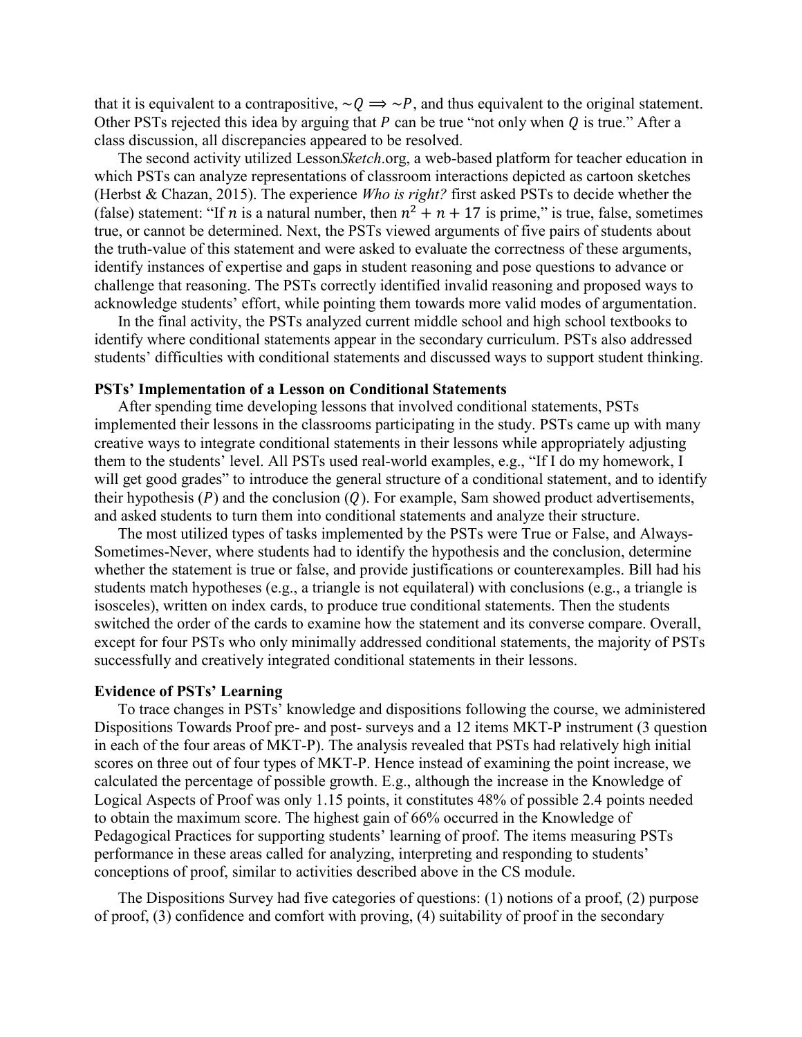that it is equivalent to a contrapositive, $\sim Q \Longrightarrow \sim P$, and thus equivalent to the original statement. Other PSTs rejected this idea by arguing that $P$ can be true "not only when $Q$ is true." After a class discussion, all discrepancies appeared to be resolved.

The second activity utilized Lesson*Sketch*.org, a web-based platform for teacher education in which PSTs can analyze representations of classroom interactions depicted as cartoon sketches (Herbst & Chazan, 2015). The experience *Who is right?* first asked PSTs to decide whether the (false) statement: "If $n$ is a natural number, then $n^2 + n + 17$ is prime," is true, false, sometimes true, or cannot be determined. Next, the PSTs viewed arguments of five pairs of students about the truth-value of this statement and were asked to evaluate the correctness of these arguments, identify instances of expertise and gaps in student reasoning and pose questions to advance or challenge that reasoning. The PSTs correctly identified invalid reasoning and proposed ways to acknowledge students' effort, while pointing them towards more valid modes of argumentation.

In the final activity, the PSTs analyzed current middle school and high school textbooks to identify where conditional statements appear in the secondary curriculum. PSTs also addressed students' difficulties with conditional statements and discussed ways to support student thinking.

### PSTs' Implementation of a Lesson on Conditional Statements

After spending time developing lessons that involved conditional statements, PSTs implemented their lessons in the classrooms participating in the study. PSTs came up with many creative ways to integrate conditional statements in their lessons while appropriately adjusting them to the students' level. All PSTs used real-world examples, e.g., "If I do my homework, I will get good grades" to introduce the general structure of a conditional statement, and to identify their hypothesis ($P$) and the conclusion ($Q$). For example, Sam showed product advertisements, and asked students to turn them into conditional statements and analyze their structure.

The most utilized types of tasks implemented by the PSTs were True or False, and Always-Sometimes-Never, where students had to identify the hypothesis and the conclusion, determine whether the statement is true or false, and provide justifications or counterexamples. Bill had his students match hypotheses (e.g., a triangle is not equilateral) with conclusions (e.g., a triangle is isosceles), written on index cards, to produce true conditional statements. Then the students switched the order of the cards to examine how the statement and its converse compare. Overall, except for four PSTs who only minimally addressed conditional statements, the majority of PSTs successfully and creatively integrated conditional statements in their lessons.

### Evidence of PSTs' Learning

To trace changes in PSTs' knowledge and dispositions following the course, we administered Dispositions Towards Proof pre- and post- surveys and a 12 items MKT-P instrument (3 question in each of the four areas of MKT-P). The analysis revealed that PSTs had relatively high initial scores on three out of four types of MKT-P. Hence instead of examining the point increase, we calculated the percentage of possible growth. E.g., although the increase in the Knowledge of Logical Aspects of Proof was only 1.15 points, it constitutes 48% of possible 2.4 points needed to obtain the maximum score. The highest gain of 66% occurred in the Knowledge of Pedagogical Practices for supporting students' learning of proof. The items measuring PSTs performance in these areas called for analyzing, interpreting and responding to students' conceptions of proof, similar to activities described above in the CS module.

The Dispositions Survey had five categories of questions: (1) notions of a proof, (2) purpose of proof, (3) confidence and comfort with proving, (4) suitability of proof in the secondary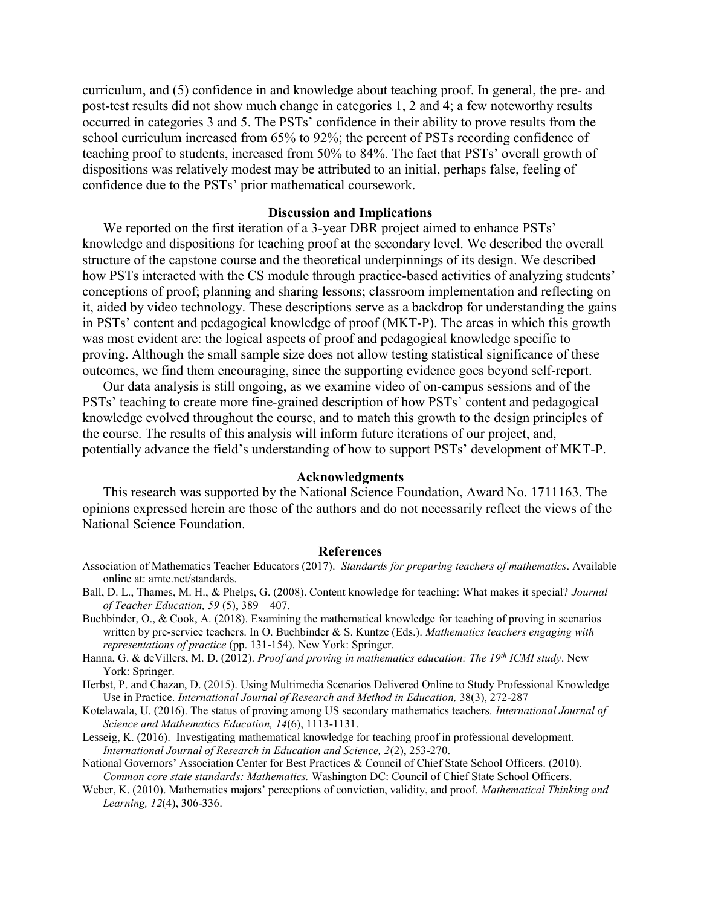curriculum, and (5) confidence in and knowledge about teaching proof. In general, the pre- and post-test results did not show much change in categories 1, 2 and 4; a few noteworthy results occurred in categories 3 and 5. The PSTs' confidence in their ability to prove results from the school curriculum increased from 65% to 92%; the percent of PSTs recording confidence of teaching proof to students, increased from 50% to 84%. The fact that PSTs' overall growth of dispositions was relatively modest may be attributed to an initial, perhaps false, feeling of confidence due to the PSTs' prior mathematical coursework.

## Discussion and Implications

We reported on the first iteration of a 3-year DBR project aimed to enhance PSTs' knowledge and dispositions for teaching proof at the secondary level. We described the overall structure of the capstone course and the theoretical underpinnings of its design. We described how PSTs interacted with the CS module through practice-based activities of analyzing students' conceptions of proof; planning and sharing lessons; classroom implementation and reflecting on it, aided by video technology. These descriptions serve as a backdrop for understanding the gains in PSTs' content and pedagogical knowledge of proof (MKT-P). The areas in which this growth was most evident are: the logical aspects of proof and pedagogical knowledge specific to proving. Although the small sample size does not allow testing statistical significance of these outcomes, we find them encouraging, since the supporting evidence goes beyond self-report.

Our data analysis is still ongoing, as we examine video of on-campus sessions and of the PSTs' teaching to create more fine-grained description of how PSTs' content and pedagogical knowledge evolved throughout the course, and to match this growth to the design principles of the course. The results of this analysis will inform future iterations of our project, and, potentially advance the field's understanding of how to support PSTs' development of MKT-P.

## Acknowledgments

This research was supported by the National Science Foundation, Award No. 1711163. The opinions expressed herein are those of the authors and do not necessarily reflect the views of the National Science Foundation.

## References

Association of Mathematics Teacher Educators (2017). *Standards for preparing teachers of mathematics*. Available online at: amte.net/standards.

Ball, D. L., Thames, M. H., & Phelps, G. (2008). Content knowledge for teaching: What makes it special? *Journal of Teacher Education, 59* (5), 389 – 407.

Buchbinder, O., & Cook, A. (2018). Examining the mathematical knowledge for teaching of proving in scenarios written by pre-service teachers. In O. Buchbinder & S. Kuntze (Eds.). *Mathematics teachers engaging with representations of practice* (pp. 131-154). New York: Springer.

Hanna, G. & deVillers, M. D. (2012). *Proof and proving in mathematics education: The 19th ICMI study*. New York: Springer.

Herbst, P. and Chazan, D. (2015). Using Multimedia Scenarios Delivered Online to Study Professional Knowledge Use in Practice. *International Journal of Research and Method in Education,* 38(3), 272-287

Kotelawala, U. (2016). The status of proving among US secondary mathematics teachers. *International Journal of Science and Mathematics Education, 14*(6), 1113-1131.

Lesseig, K. (2016). Investigating mathematical knowledge for teaching proof in professional development. *International Journal of Research in Education and Science, 2*(2), 253-270.

National Governors' Association Center for Best Practices & Council of Chief State School Officers. (2010). *Common core state standards: Mathematics.* Washington DC: Council of Chief State School Officers.

Weber, K. (2010). Mathematics majors' perceptions of conviction, validity, and proof. *Mathematical Thinking and Learning, 12*(4), 306-336.